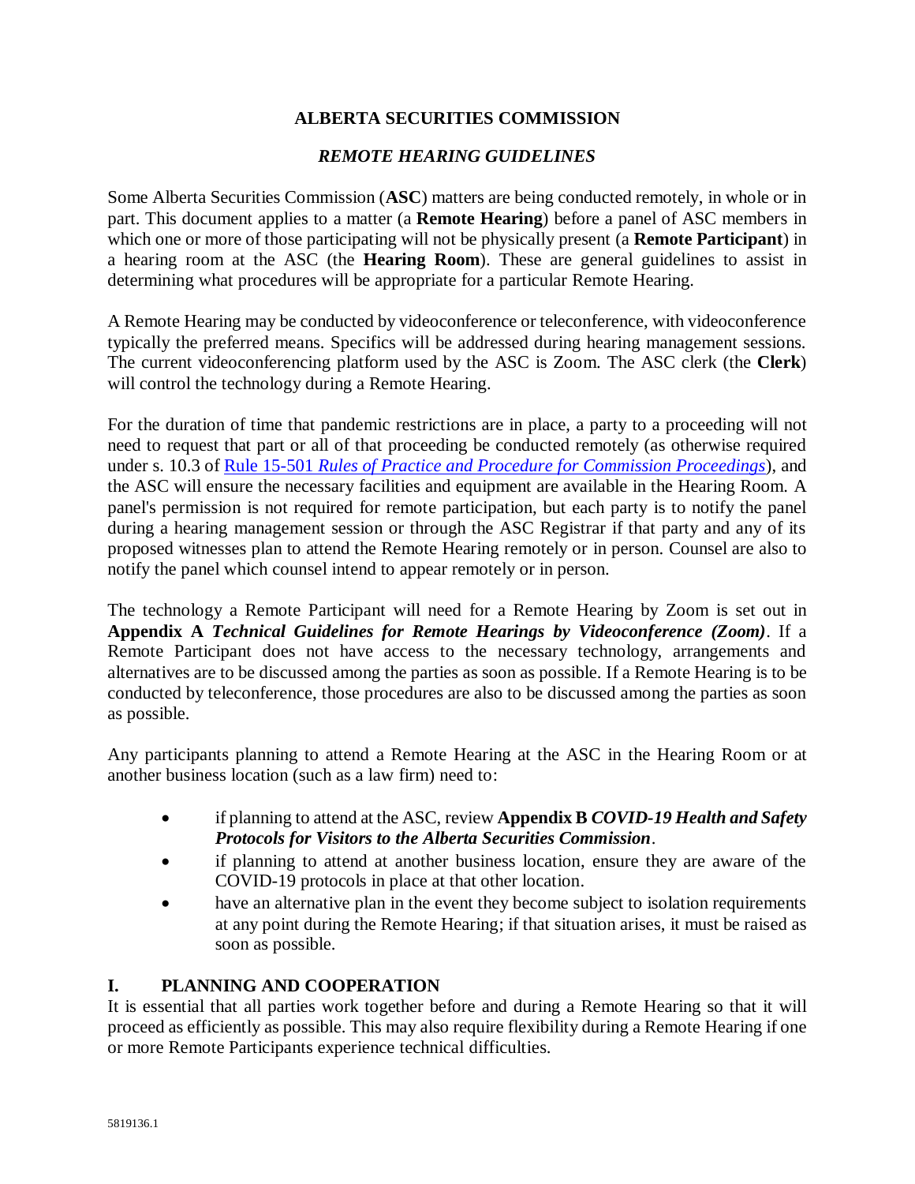# ALBERTA SECURITIES COMMISSION

## *REMOTE HEARING GUIDELINES*

Some Alberta Securities Commission (**ASC**) matters are being conducted remotely, in whole or in part. This document applies to a matter (a **Remote Hearing**) before a panel of ASC members in which one or more of those participating will not be physically present (a **Remote Participant**) in a hearing room at the ASC (the **Hearing Room**). These are general guidelines to assist in determining what procedures will be appropriate for a particular Remote Hearing.

A Remote Hearing may be conducted by videoconference or teleconference, with videoconference typically the preferred means. Specifics will be addressed during hearing management sessions. The current videoconferencing platform used by the ASC is Zoom. The ASC clerk (the **Clerk**) will control the technology during a Remote Hearing.

For the duration of time that pandemic restrictions are in place, a party to a proceeding will not need to request that part or all of that proceeding be conducted remotely (as otherwise required under s. 10.3 of Rule 15-501 *Rules of Practice and Procedure for Commission Proceedings*), and the ASC will ensure the necessary facilities and equipment are available in the Hearing Room. A panel's permission is not required for remote participation, but each party is to notify the panel during a hearing management session or through the ASC Registrar if that party and any of its proposed witnesses plan to attend the Remote Hearing remotely or in person. Counsel are also to notify the panel which counsel intend to appear remotely or in person.

The technology a Remote Participant will need for a Remote Hearing by Zoom is set out in **Appendix A** ***Technical Guidelines for Remote Hearings by Videoconference (Zoom)***. If a Remote Participant does not have access to the necessary technology, arrangements and alternatives are to be discussed among the parties as soon as possible. If a Remote Hearing is to be conducted by teleconference, those procedures are also to be discussed among the parties as soon as possible.

Any participants planning to attend a Remote Hearing at the ASC in the Hearing Room or at another business location (such as a law firm) need to:

- if planning to attend at the ASC, review **Appendix B** ***COVID-19 Health and Safety Protocols for Visitors to the Alberta Securities Commission***.
- if planning to attend at another business location, ensure they are aware of the COVID-19 protocols in place at that other location.
- have an alternative plan in the event they become subject to isolation requirements at any point during the Remote Hearing; if that situation arises, it must be raised as soon as possible.

## I. PLANNING AND COOPERATION

It is essential that all parties work together before and during a Remote Hearing so that it will proceed as efficiently as possible. This may also require flexibility during a Remote Hearing if one or more Remote Participants experience technical difficulties.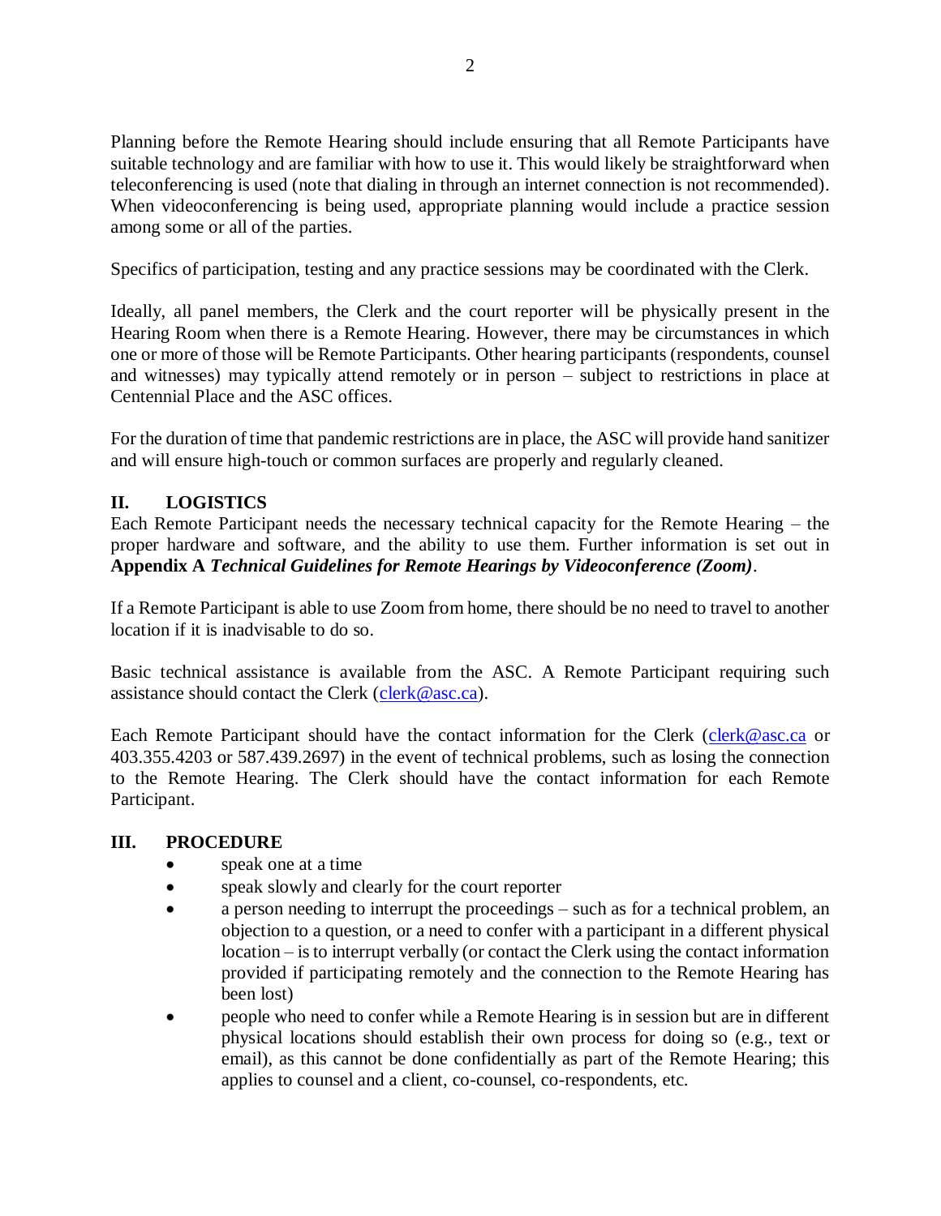Planning before the Remote Hearing should include ensuring that all Remote Participants have suitable technology and are familiar with how to use it. This would likely be straightforward when teleconferencing is used (note that dialing in through an internet connection is not recommended). When videoconferencing is being used, appropriate planning would include a practice session among some or all of the parties.

Specifics of participation, testing and any practice sessions may be coordinated with the Clerk.

Ideally, all panel members, the Clerk and the court reporter will be physically present in the Hearing Room when there is a Remote Hearing. However, there may be circumstances in which one or more of those will be Remote Participants. Other hearing participants (respondents, counsel and witnesses) may typically attend remotely or in person – subject to restrictions in place at Centennial Place and the ASC offices.

For the duration of time that pandemic restrictions are in place, the ASC will provide hand sanitizer and will ensure high-touch or common surfaces are properly and regularly cleaned.

## II. LOGISTICS

Each Remote Participant needs the necessary technical capacity for the Remote Hearing – the proper hardware and software, and the ability to use them. Further information is set out in **Appendix A *Technical Guidelines for Remote Hearings by Videoconference (Zoom)***.

If a Remote Participant is able to use Zoom from home, there should be no need to travel to another location if it is inadvisable to do so.

Basic technical assistance is available from the ASC. A Remote Participant requiring such assistance should contact the Clerk (clerk@asc.ca).

Each Remote Participant should have the contact information for the Clerk (clerk@asc.ca or 403.355.4203 or 587.439.2697) in the event of technical problems, such as losing the connection to the Remote Hearing. The Clerk should have the contact information for each Remote Participant.

## III. PROCEDURE

- speak one at a time
- speak slowly and clearly for the court reporter
- a person needing to interrupt the proceedings – such as for a technical problem, an objection to a question, or a need to confer with a participant in a different physical location – is to interrupt verbally (or contact the Clerk using the contact information provided if participating remotely and the connection to the Remote Hearing has been lost)
- people who need to confer while a Remote Hearing is in session but are in different physical locations should establish their own process for doing so (e.g., text or email), as this cannot be done confidentially as part of the Remote Hearing; this applies to counsel and a client, co-counsel, co-respondents, etc.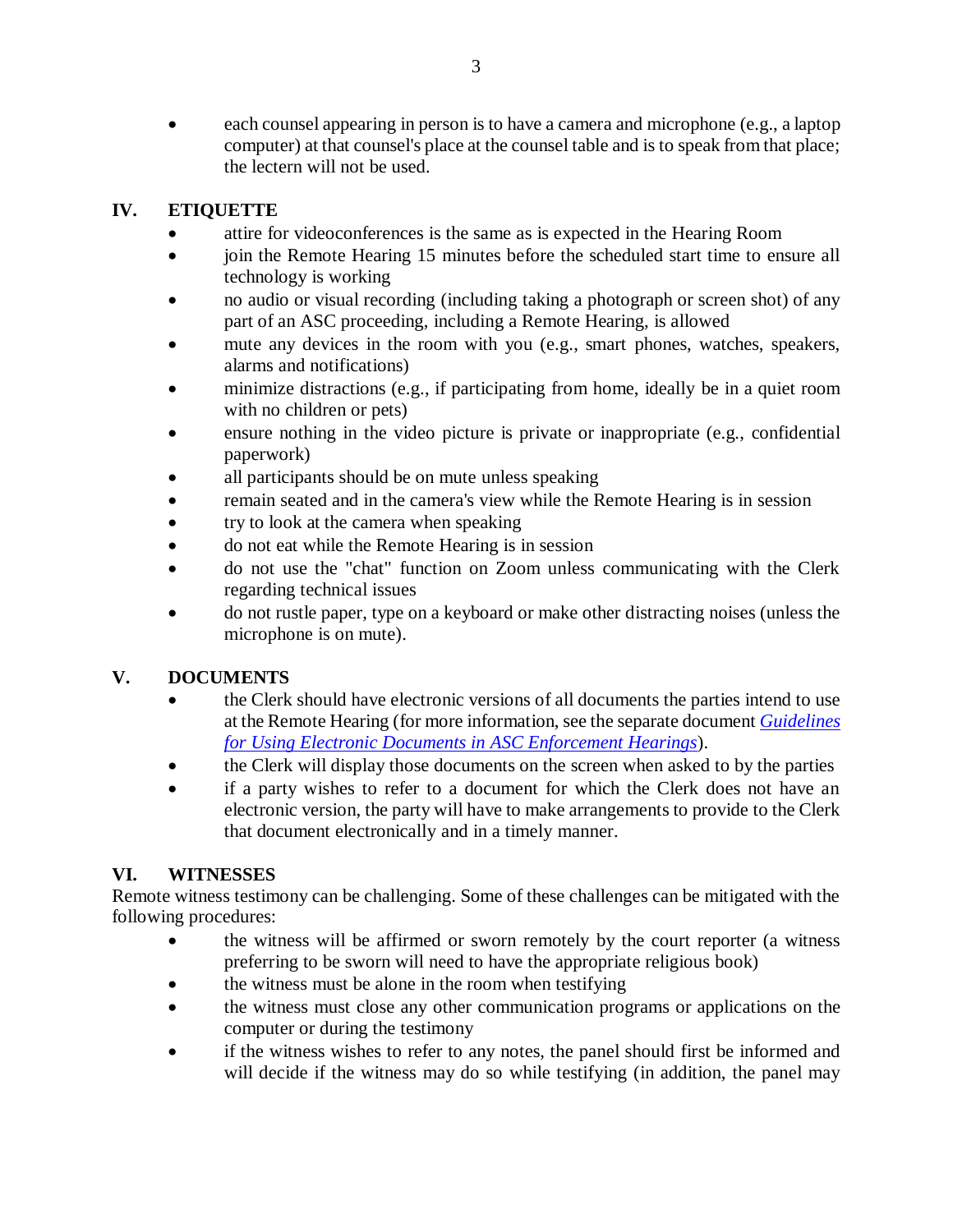- each counsel appearing in person is to have a camera and microphone (e.g., a laptop computer) at that counsel's place at the counsel table and is to speak from that place; the lectern will not be used.

## IV. ETIQUETTE

- attire for videoconferences is the same as is expected in the Hearing Room
- join the Remote Hearing 15 minutes before the scheduled start time to ensure all technology is working
- no audio or visual recording (including taking a photograph or screen shot) of any part of an ASC proceeding, including a Remote Hearing, is allowed
- mute any devices in the room with you (e.g., smart phones, watches, speakers, alarms and notifications)
- minimize distractions (e.g., if participating from home, ideally be in a quiet room with no children or pets)
- ensure nothing in the video picture is private or inappropriate (e.g., confidential paperwork)
- all participants should be on mute unless speaking
- remain seated and in the camera's view while the Remote Hearing is in session
- try to look at the camera when speaking
- do not eat while the Remote Hearing is in session
- do not use the "chat" function on Zoom unless communicating with the Clerk regarding technical issues
- do not rustle paper, type on a keyboard or make other distracting noises (unless the microphone is on mute).

## V. DOCUMENTS

- the Clerk should have electronic versions of all documents the parties intend to use at the Remote Hearing (for more information, see the separate document *Guidelines for Using Electronic Documents in ASC Enforcement Hearings*).
- the Clerk will display those documents on the screen when asked to by the parties
- if a party wishes to refer to a document for which the Clerk does not have an electronic version, the party will have to make arrangements to provide to the Clerk that document electronically and in a timely manner.

## VI. WITNESSES

Remote witness testimony can be challenging. Some of these challenges can be mitigated with the following procedures:

- the witness will be affirmed or sworn remotely by the court reporter (a witness preferring to be sworn will need to have the appropriate religious book)
- the witness must be alone in the room when testifying
- the witness must close any other communication programs or applications on the computer or during the testimony
- if the witness wishes to refer to any notes, the panel should first be informed and will decide if the witness may do so while testifying (in addition, the panel may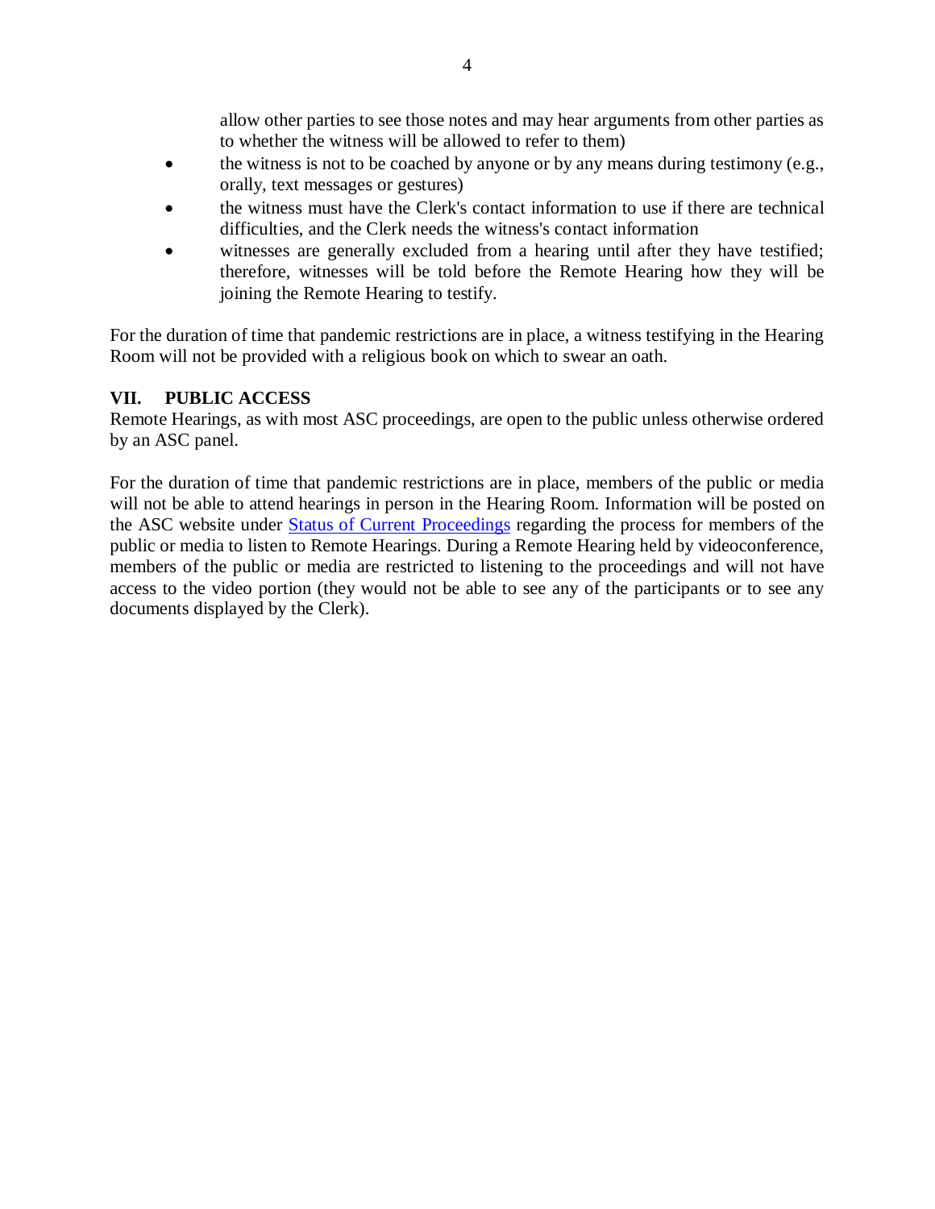allow other parties to see those notes and may hear arguments from other parties as to whether the witness will be allowed to refer to them)

- the witness is not to be coached by anyone or by any means during testimony (e.g., orally, text messages or gestures)
- the witness must have the Clerk's contact information to use if there are technical difficulties, and the Clerk needs the witness's contact information
- witnesses are generally excluded from a hearing until after they have testified; therefore, witnesses will be told before the Remote Hearing how they will be joining the Remote Hearing to testify.

For the duration of time that pandemic restrictions are in place, a witness testifying in the Hearing Room will not be provided with a religious book on which to swear an oath.

## VII. PUBLIC ACCESS

Remote Hearings, as with most ASC proceedings, are open to the public unless otherwise ordered by an ASC panel.

For the duration of time that pandemic restrictions are in place, members of the public or media will not be able to attend hearings in person in the Hearing Room. Information will be posted on the ASC website under Status of Current Proceedings regarding the process for members of the public or media to listen to Remote Hearings. During a Remote Hearing held by videoconference, members of the public or media are restricted to listening to the proceedings and will not have access to the video portion (they would not be able to see any of the participants or to see any documents displayed by the Clerk).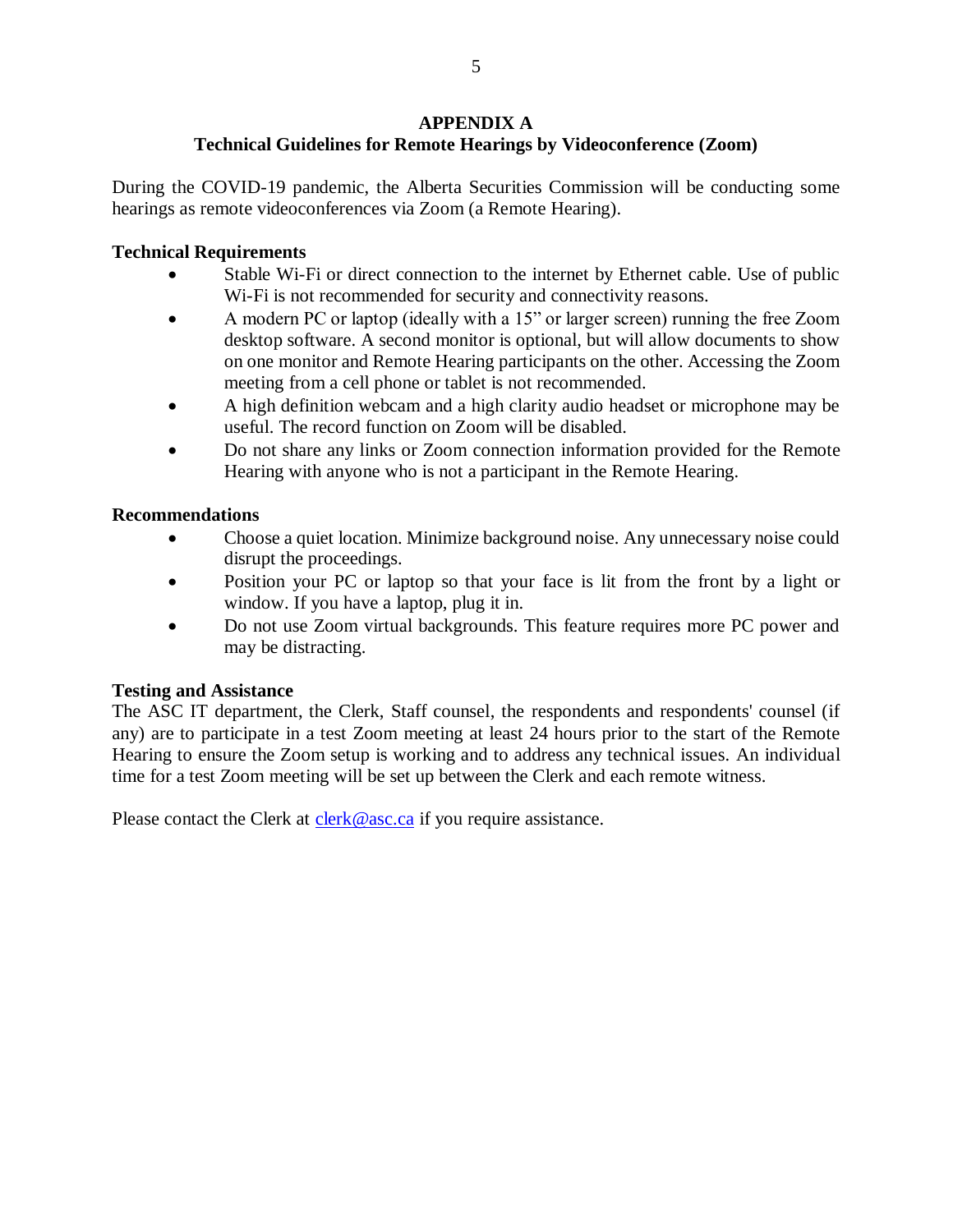# APPENDIX A

## Technical Guidelines for Remote Hearings by Videoconference (Zoom)

During the COVID-19 pandemic, the Alberta Securities Commission will be conducting some hearings as remote videoconferences via Zoom (a Remote Hearing).

**Technical Requirements**

- Stable Wi-Fi or direct connection to the internet by Ethernet cable. Use of public Wi-Fi is not recommended for security and connectivity reasons.
- A modern PC or laptop (ideally with a 15" or larger screen) running the free Zoom desktop software. A second monitor is optional, but will allow documents to show on one monitor and Remote Hearing participants on the other. Accessing the Zoom meeting from a cell phone or tablet is not recommended.
- A high definition webcam and a high clarity audio headset or microphone may be useful. The record function on Zoom will be disabled.
- Do not share any links or Zoom connection information provided for the Remote Hearing with anyone who is not a participant in the Remote Hearing.

**Recommendations**

- Choose a quiet location. Minimize background noise. Any unnecessary noise could disrupt the proceedings.
- Position your PC or laptop so that your face is lit from the front by a light or window. If you have a laptop, plug it in.
- Do not use Zoom virtual backgrounds. This feature requires more PC power and may be distracting.

**Testing and Assistance**

The ASC IT department, the Clerk, Staff counsel, the respondents and respondents' counsel (if any) are to participate in a test Zoom meeting at least 24 hours prior to the start of the Remote Hearing to ensure the Zoom setup is working and to address any technical issues. An individual time for a test Zoom meeting will be set up between the Clerk and each remote witness.

Please contact the Clerk at clerk@asc.ca if you require assistance.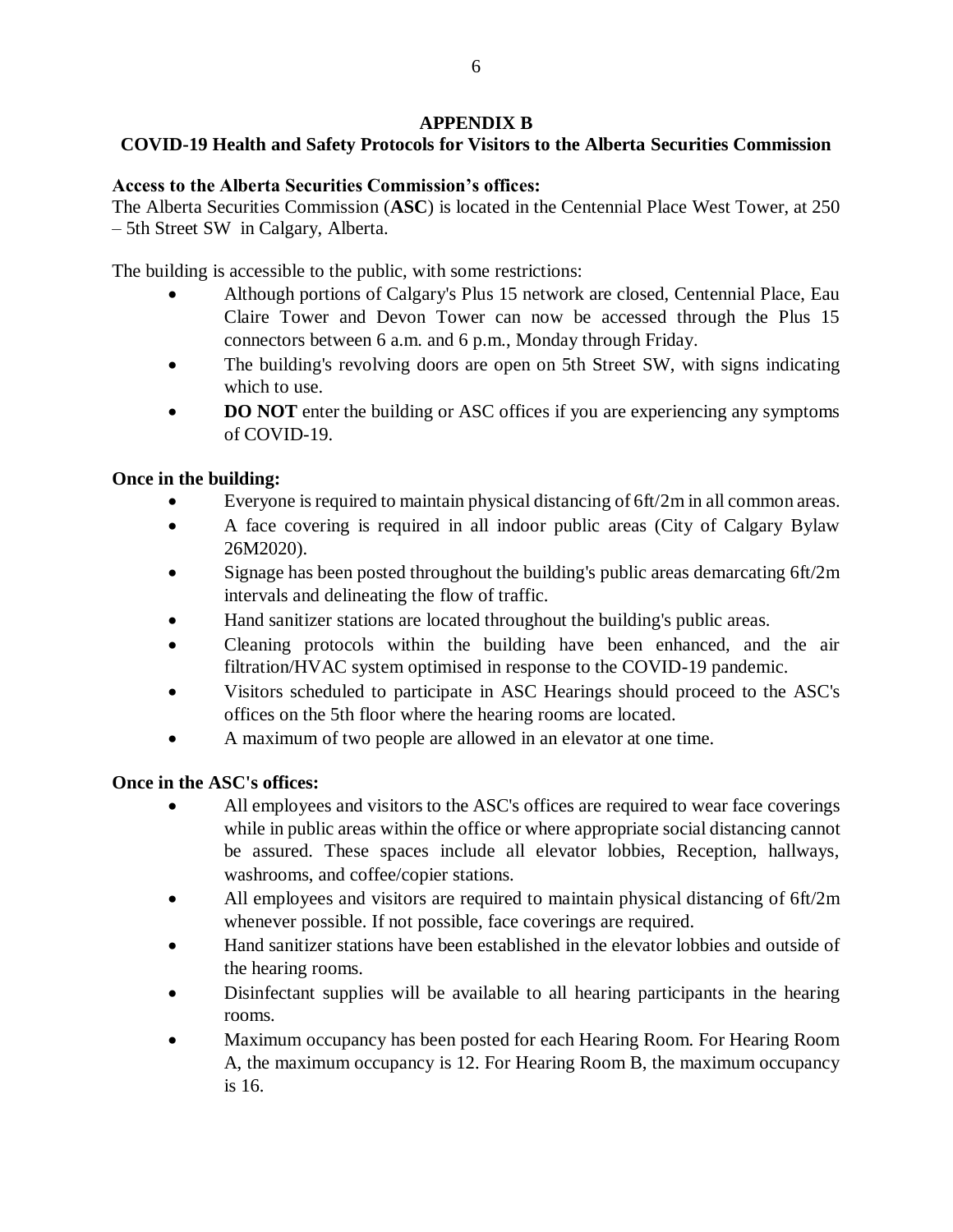# APPENDIX B

## COVID-19 Health and Safety Protocols for Visitors to the Alberta Securities Commission

**Access to the Alberta Securities Commission's offices:**

The Alberta Securities Commission (**ASC**) is located in the Centennial Place West Tower, at 250 – 5th Street SW in Calgary, Alberta.

The building is accessible to the public, with some restrictions:

- Although portions of Calgary's Plus 15 network are closed, Centennial Place, Eau Claire Tower and Devon Tower can now be accessed through the Plus 15 connectors between 6 a.m. and 6 p.m., Monday through Friday.
- The building's revolving doors are open on 5th Street SW, with signs indicating which to use.
- **DO NOT** enter the building or ASC offices if you are experiencing any symptoms of COVID-19.

**Once in the building:**

- Everyone is required to maintain physical distancing of 6ft/2m in all common areas.
- A face covering is required in all indoor public areas (City of Calgary Bylaw 26M2020).
- Signage has been posted throughout the building's public areas demarcating 6ft/2m intervals and delineating the flow of traffic.
- Hand sanitizer stations are located throughout the building's public areas.
- Cleaning protocols within the building have been enhanced, and the air filtration/HVAC system optimised in response to the COVID-19 pandemic.
- Visitors scheduled to participate in ASC Hearings should proceed to the ASC's offices on the 5th floor where the hearing rooms are located.
- A maximum of two people are allowed in an elevator at one time.

**Once in the ASC's offices:**

- All employees and visitors to the ASC's offices are required to wear face coverings while in public areas within the office or where appropriate social distancing cannot be assured. These spaces include all elevator lobbies, Reception, hallways, washrooms, and coffee/copier stations.
- All employees and visitors are required to maintain physical distancing of 6ft/2m whenever possible. If not possible, face coverings are required.
- Hand sanitizer stations have been established in the elevator lobbies and outside of the hearing rooms.
- Disinfectant supplies will be available to all hearing participants in the hearing rooms.
- Maximum occupancy has been posted for each Hearing Room. For Hearing Room A, the maximum occupancy is 12. For Hearing Room B, the maximum occupancy is 16.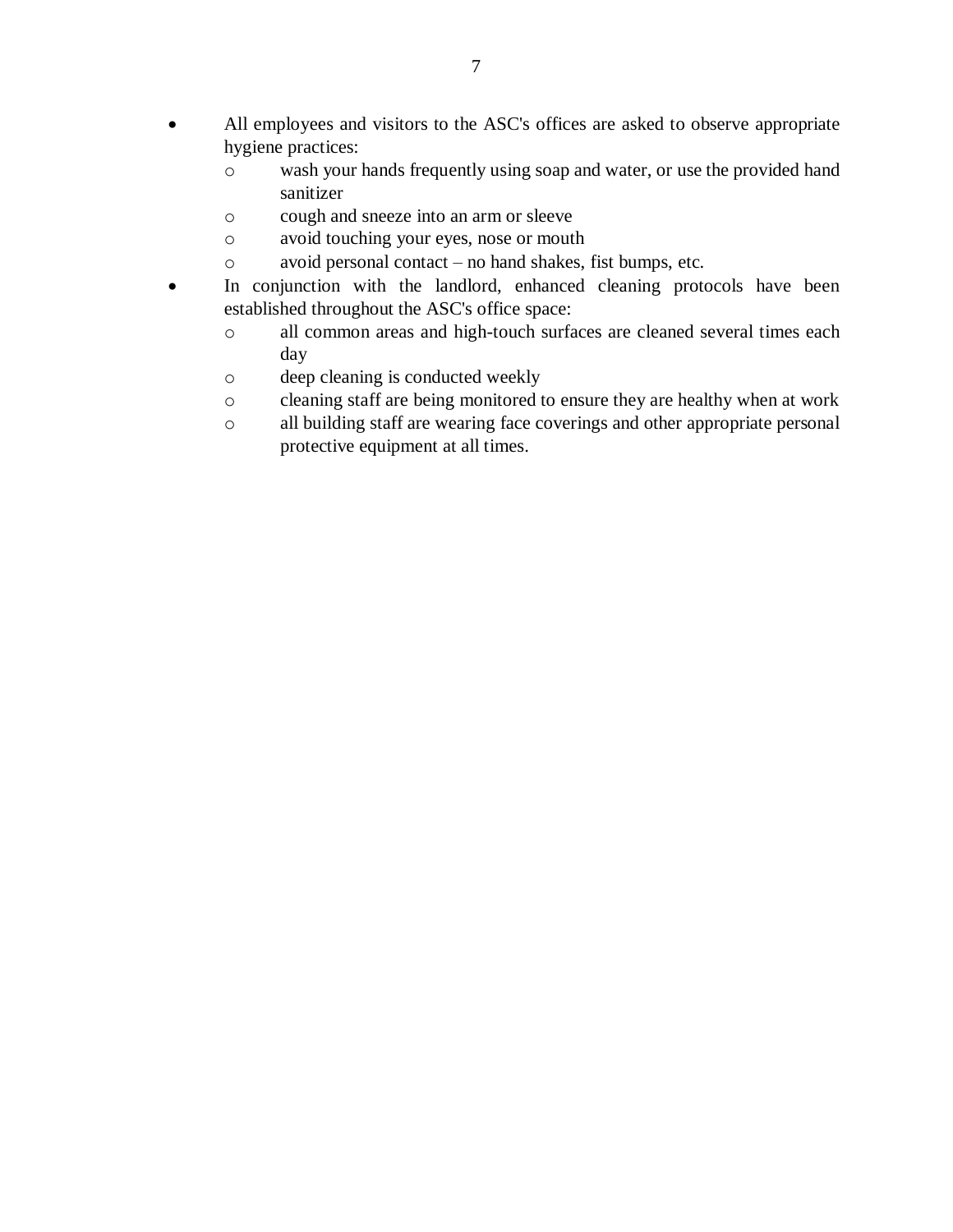- All employees and visitors to the ASC's offices are asked to observe appropriate hygiene practices:
  - wash your hands frequently using soap and water, or use the provided hand sanitizer
  - cough and sneeze into an arm or sleeve
  - avoid touching your eyes, nose or mouth
  - avoid personal contact – no hand shakes, fist bumps, etc.
- In conjunction with the landlord, enhanced cleaning protocols have been established throughout the ASC's office space:
  - all common areas and high-touch surfaces are cleaned several times each day
  - deep cleaning is conducted weekly
  - cleaning staff are being monitored to ensure they are healthy when at work
  - all building staff are wearing face coverings and other appropriate personal protective equipment at all times.